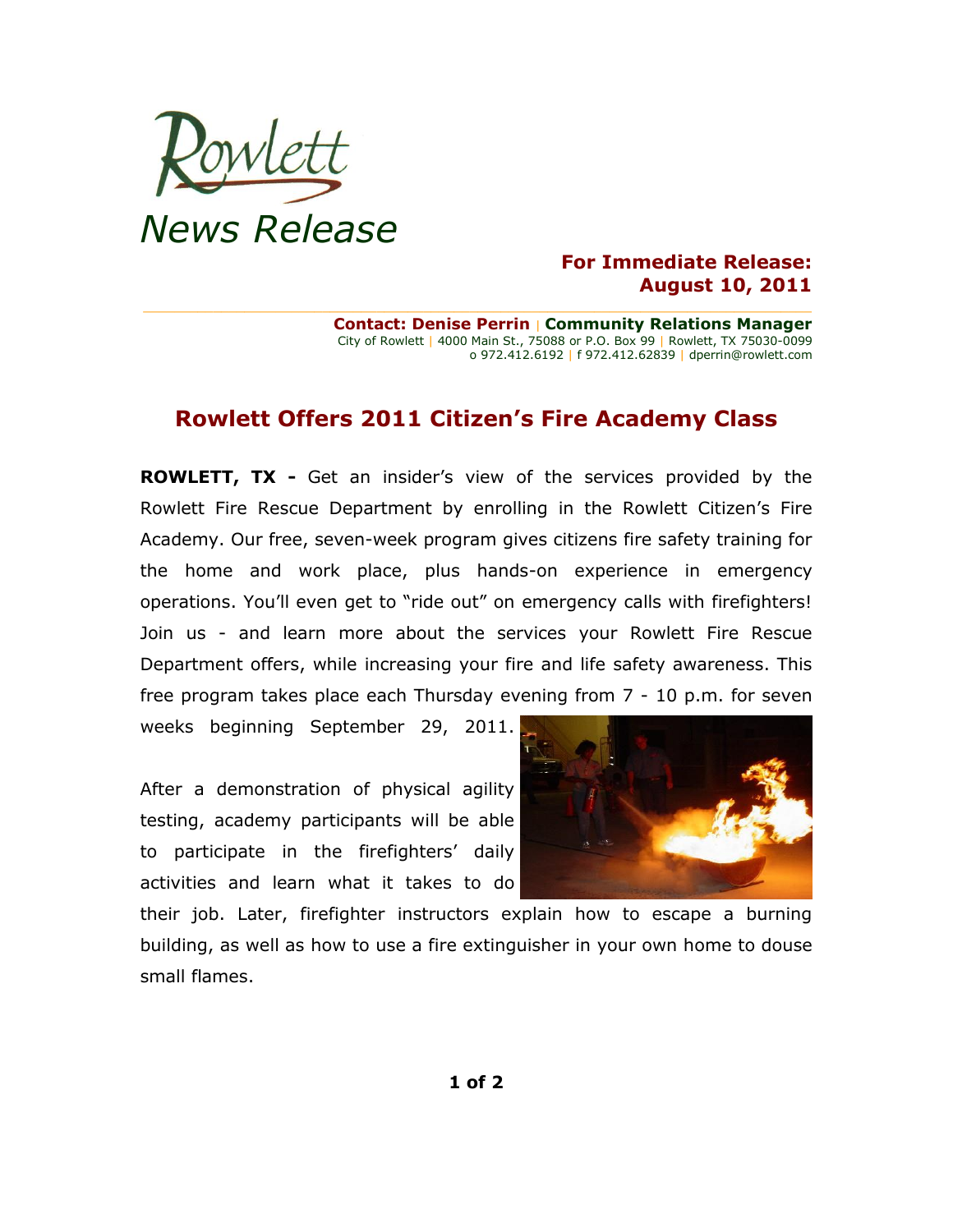Rowlett

*News Release*

**For Immediate Release:**
**August 10, 2011**

**Contact: Denise Perrin** | **Community Relations Manager**
City of Rowlett | 4000 Main St., 75088 or P.O. Box 99 | Rowlett, TX 75030-0099
o 972.412.6192 | f 972.412.62839 | dperrin@rowlett.com

# Rowlett Offers 2011 Citizen's Fire Academy Class

**ROWLETT, TX -** Get an insider's view of the services provided by the Rowlett Fire Rescue Department by enrolling in the Rowlett Citizen's Fire Academy. Our free, seven-week program gives citizens fire safety training for the home and work place, plus hands-on experience in emergency operations. You'll even get to "ride out" on emergency calls with firefighters! Join us - and learn more about the services your Rowlett Fire Rescue Department offers, while increasing your fire and life safety awareness. This free program takes place each Thursday evening from 7 - 10 p.m. for seven weeks beginning September 29, 2011.

After a demonstration of physical agility testing, academy participants will be able to participate in the firefighters' daily activities and learn what it takes to do their job. Later, firefighter instructors explain how to escape a burning building, as well as how to use a fire extinguisher in your own home to douse small flames.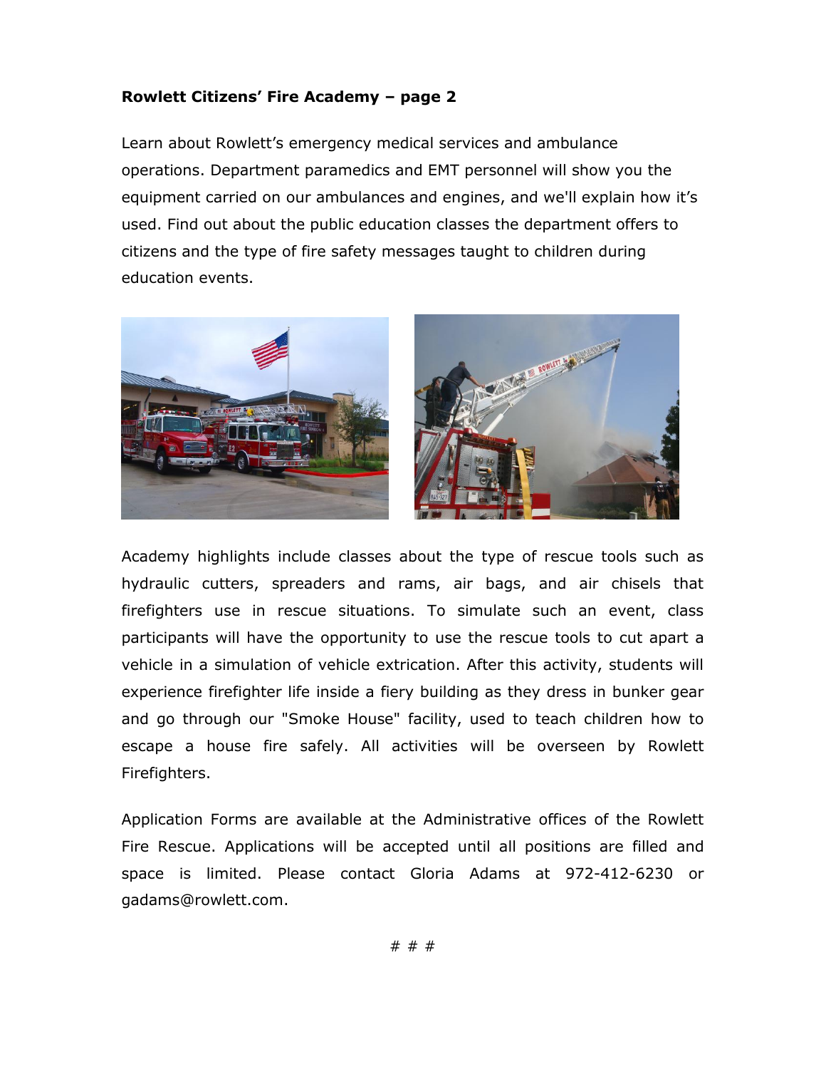**Rowlett Citizens' Fire Academy – page 2**

Learn about Rowlett's emergency medical services and ambulance operations. Department paramedics and EMT personnel will show you the equipment carried on our ambulances and engines, and we'll explain how it's used. Find out about the public education classes the department offers to citizens and the type of fire safety messages taught to children during education events.

Academy highlights include classes about the type of rescue tools such as hydraulic cutters, spreaders and rams, air bags, and air chisels that firefighters use in rescue situations. To simulate such an event, class participants will have the opportunity to use the rescue tools to cut apart a vehicle in a simulation of vehicle extrication. After this activity, students will experience firefighter life inside a fiery building as they dress in bunker gear and go through our "Smoke House" facility, used to teach children how to escape a house fire safely. All activities will be overseen by Rowlett Firefighters.

Application Forms are available at the Administrative offices of the Rowlett Fire Rescue. Applications will be accepted until all positions are filled and space is limited. Please contact Gloria Adams at 972-412-6230 or gadams@rowlett.com.

# # #